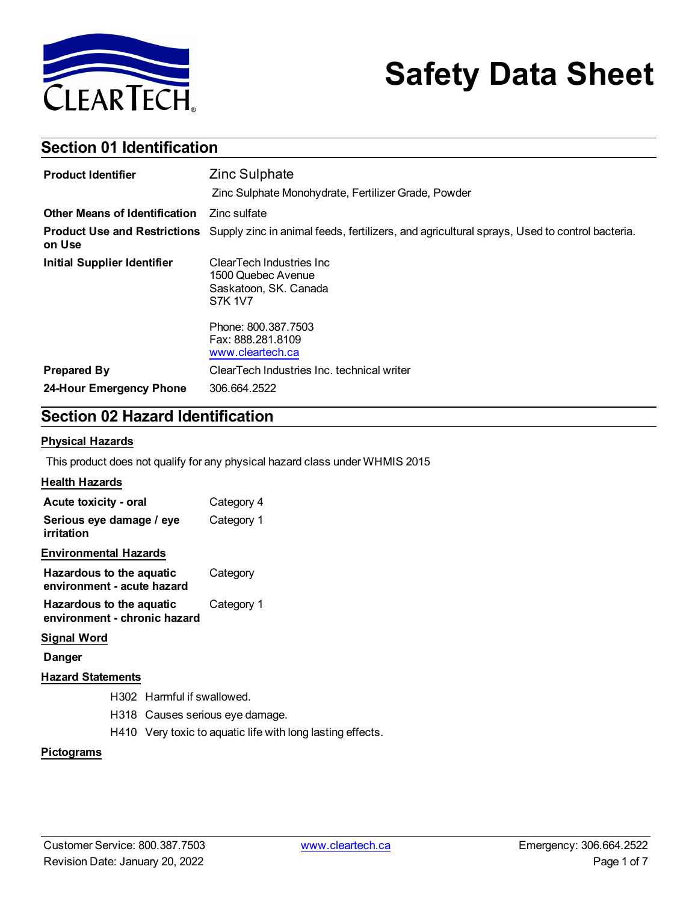# Safety Data Sheet

## Section 01 Identification

| | |
|---|---|
| **Product Identifier** | Zinc Sulphate<br>Zinc Sulphate Monohydrate, Fertilizer Grade, Powder |
| **Other Means of Identification** | Zinc sulfate |
| **Product Use and Restrictions on Use** | Supply zinc in animal feeds, fertilizers, and agricultural sprays, Used to control bacteria. |
| **Initial Supplier Identifier** | ClearTech Industries Inc<br>1500 Quebec Avenue<br>Saskatoon, SK. Canada<br>S7K 1V7<br><br>Phone: 800.387.7503<br>Fax: 888.281.8109<br>www.cleartech.ca |
| **Prepared By** | ClearTech Industries Inc. technical writer |
| **24-Hour Emergency Phone** | 306.664.2522 |

## Section 02 Hazard Identification

### Physical Hazards

This product does not qualify for any physical hazard class under WHMIS 2015

### Health Hazards

| | |
|---|---|
| **Acute toxicity - oral** | Category 4 |
| **Serious eye damage / eye irritation** | Category 1 |

### Environmental Hazards

| | |
|---|---|
| **Hazardous to the aquatic environment - acute hazard** | Category |
| **Hazardous to the aquatic environment - chronic hazard** | Category 1 |

### Signal Word

**Danger**

### Hazard Statements

H302 Harmful if swallowed.

H318 Causes serious eye damage.

H410 Very toxic to aquatic life with long lasting effects.

### Pictograms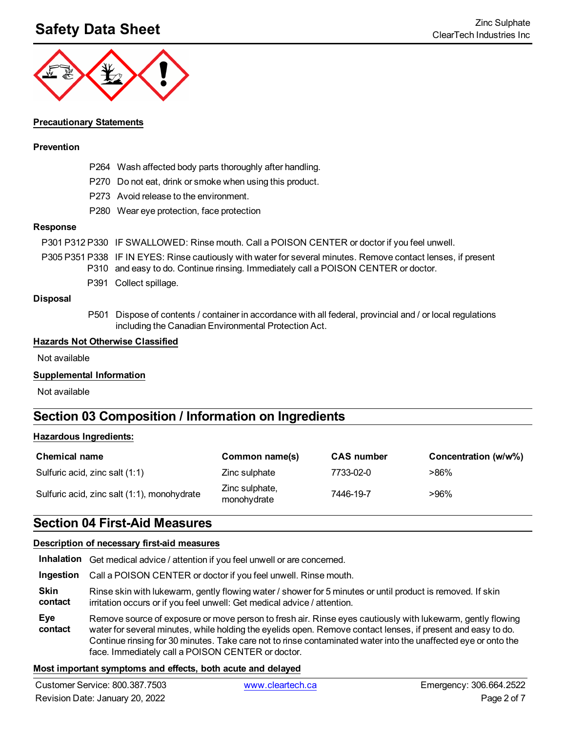#### Precautionary Statements

**Prevention**

P264 Wash affected body parts thoroughly after handling.

P270 Do not eat, drink or smoke when using this product.

P273 Avoid release to the environment.

P280 Wear eye protection, face protection

**Response**

P301 P312 P330 IF SWALLOWED: Rinse mouth. Call a POISON CENTER or doctor if you feel unwell.

P305 P351 P338 P310 IF IN EYES: Rinse cautiously with water for several minutes. Remove contact lenses, if present and easy to do. Continue rinsing. Immediately call a POISON CENTER or doctor.

P391 Collect spillage.

**Disposal**

P501 Dispose of contents / container in accordance with all federal, provincial and / or local regulations including the Canadian Environmental Protection Act.

#### Hazards Not Otherwise Classified

Not available

#### Supplemental Information

Not available

## Section 03 Composition / Information on Ingredients

#### Hazardous Ingredients:

| Chemical name | Common name(s) | CAS number | Concentration (w/w%) |
|---|---|---|---|
| Sulfuric acid, zinc salt (1:1) | Zinc sulphate | 7733-02-0 | >86% |
| Sulfuric acid, zinc salt (1:1), monohydrate | Zinc sulphate, monohydrate | 7446-19-7 | >96% |

## Section 04 First-Aid Measures

#### Description of necessary first-aid measures

**Inhalation** Get medical advice / attention if you feel unwell or are concerned.

**Ingestion** Call a POISON CENTER or doctor if you feel unwell. Rinse mouth.

**Skin contact** Rinse skin with lukewarm, gently flowing water / shower for 5 minutes or until product is removed. If skin irritation occurs or if you feel unwell: Get medical advice / attention.

**Eye contact** Remove source of exposure or move person to fresh air. Rinse eyes cautiously with lukewarm, gently flowing water for several minutes, while holding the eyelids open. Remove contact lenses, if present and easy to do. Continue rinsing for 30 minutes. Take care not to rinse contaminated water into the unaffected eye or onto the face. Immediately call a POISON CENTER or doctor.

#### Most important symptoms and effects, both acute and delayed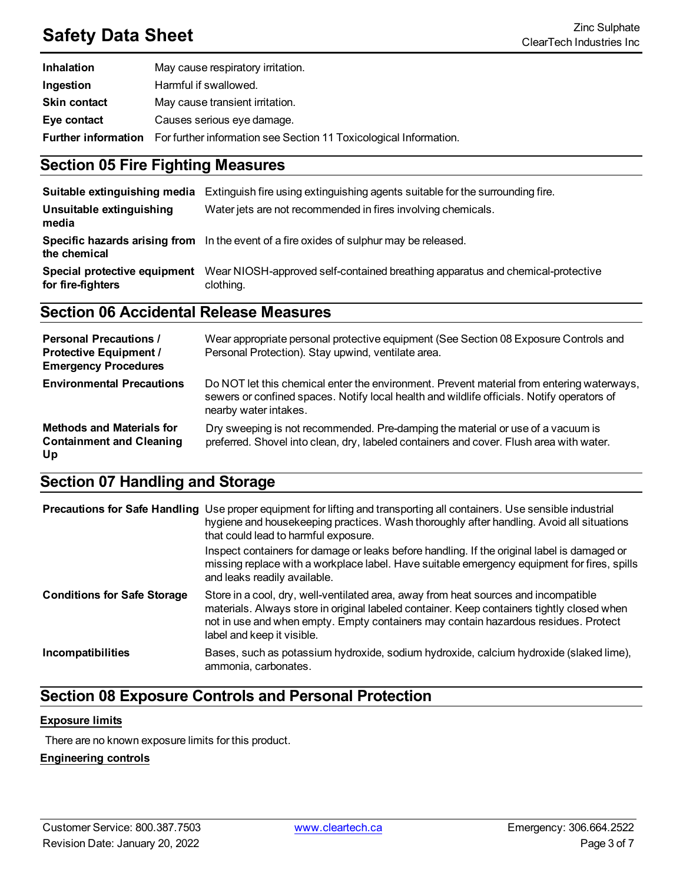| | |
|---|---|
| **Inhalation** | May cause respiratory irritation. |
| **Ingestion** | Harmful if swallowed. |
| **Skin contact** | May cause transient irritation. |
| **Eye contact** | Causes serious eye damage. |
| **Further information** | For further information see Section 11 Toxicological Information. |

## Section 05 Fire Fighting Measures

| | |
|---|---|
| **Suitable extinguishing media** | Extinguish fire using extinguishing agents suitable for the surrounding fire. |
| **Unsuitable extinguishing media** | Water jets are not recommended in fires involving chemicals. |
| **Specific hazards arising from the chemical** | In the event of a fire oxides of sulphur may be released. |
| **Special protective equipment for fire-fighters** | Wear NIOSH-approved self-contained breathing apparatus and chemical-protective clothing. |

## Section 06 Accidental Release Measures

| | |
|---|---|
| **Personal Precautions / Protective Equipment / Emergency Procedures** | Wear appropriate personal protective equipment (See Section 08 Exposure Controls and Personal Protection). Stay upwind, ventilate area. |
| **Environmental Precautions** | Do NOT let this chemical enter the environment. Prevent material from entering waterways, sewers or confined spaces. Notify local health and wildlife officials. Notify operators of nearby water intakes. |
| **Methods and Materials for Containment and Cleaning Up** | Dry sweeping is not recommended. Pre-damping the material or use of a vacuum is preferred. Shovel into clean, dry, labeled containers and cover. Flush area with water. |

## Section 07 Handling and Storage

| | |
|---|---|
| **Precautions for Safe Handling** | Use proper equipment for lifting and transporting all containers. Use sensible industrial hygiene and housekeeping practices. Wash thoroughly after handling. Avoid all situations that could lead to harmful exposure.<br>Inspect containers for damage or leaks before handling. If the original label is damaged or missing replace with a workplace label. Have suitable emergency equipment for fires, spills and leaks readily available. |
| **Conditions for Safe Storage** | Store in a cool, dry, well-ventilated area, away from heat sources and incompatible materials. Always store in original labeled container. Keep containers tightly closed when not in use and when empty. Empty containers may contain hazardous residues. Protect label and keep it visible. |
| **Incompatibilities** | Bases, such as potassium hydroxide, sodium hydroxide, calcium hydroxide (slaked lime), ammonia, carbonates. |

## Section 08 Exposure Controls and Personal Protection

**Exposure limits**

There are no known exposure limits for this product.

**Engineering controls**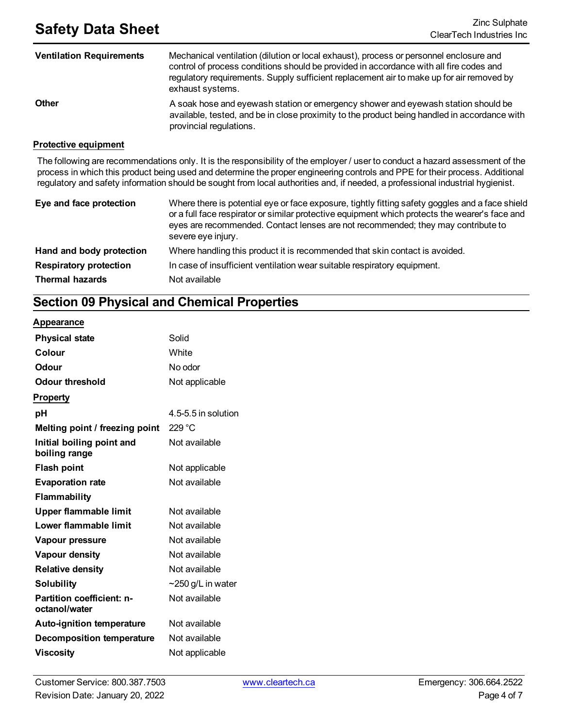| | |
|---|---|
| **Ventilation Requirements** | Mechanical ventilation (dilution or local exhaust), process or personnel enclosure and control of process conditions should be provided in accordance with all fire codes and regulatory requirements. Supply sufficient replacement air to make up for air removed by exhaust systems. |
| **Other** | A soak hose and eyewash station or emergency shower and eyewash station should be available, tested, and be in close proximity to the product being handled in accordance with provincial regulations. |

**Protective equipment**

The following are recommendations only. It is the responsibility of the employer / user to conduct a hazard assessment of the process in which this product being used and determine the proper engineering controls and PPE for their process. Additional regulatory and safety information should be sought from local authorities and, if needed, a professional industrial hygienist.

| | |
|---|---|
| **Eye and face protection** | Where there is potential eye or face exposure, tightly fitting safety goggles and a face shield or a full face respirator or similar protective equipment which protects the wearer's face and eyes are recommended. Contact lenses are not recommended; they may contribute to severe eye injury. |
| **Hand and body protection** | Where handling this product it is recommended that skin contact is avoided. |
| **Respiratory protection** | In case of insufficient ventilation wear suitable respiratory equipment. |
| **Thermal hazards** | Not available |

## Section 09 Physical and Chemical Properties

**Appearance**

| | |
|---|---|
| **Physical state** | Solid |
| **Colour** | White |
| **Odour** | No odor |
| **Odour threshold** | Not applicable |

**Property**

| | |
|---|---|
| **pH** | 4.5-5.5 in solution |
| **Melting point / freezing point** | 229 °C |
| **Initial boiling point and boiling range** | Not available |
| **Flash point** | Not applicable |
| **Evaporation rate** | Not available |
| **Flammability** | |
| **Upper flammable limit** | Not available |
| **Lower flammable limit** | Not available |
| **Vapour pressure** | Not available |
| **Vapour density** | Not available |
| **Relative density** | Not available |
| **Solubility** | ~250 g/L in water |
| **Partition coefficient: n-octanol/water** | Not available |
| **Auto-ignition temperature** | Not available |
| **Decomposition temperature** | Not available |
| **Viscosity** | Not applicable |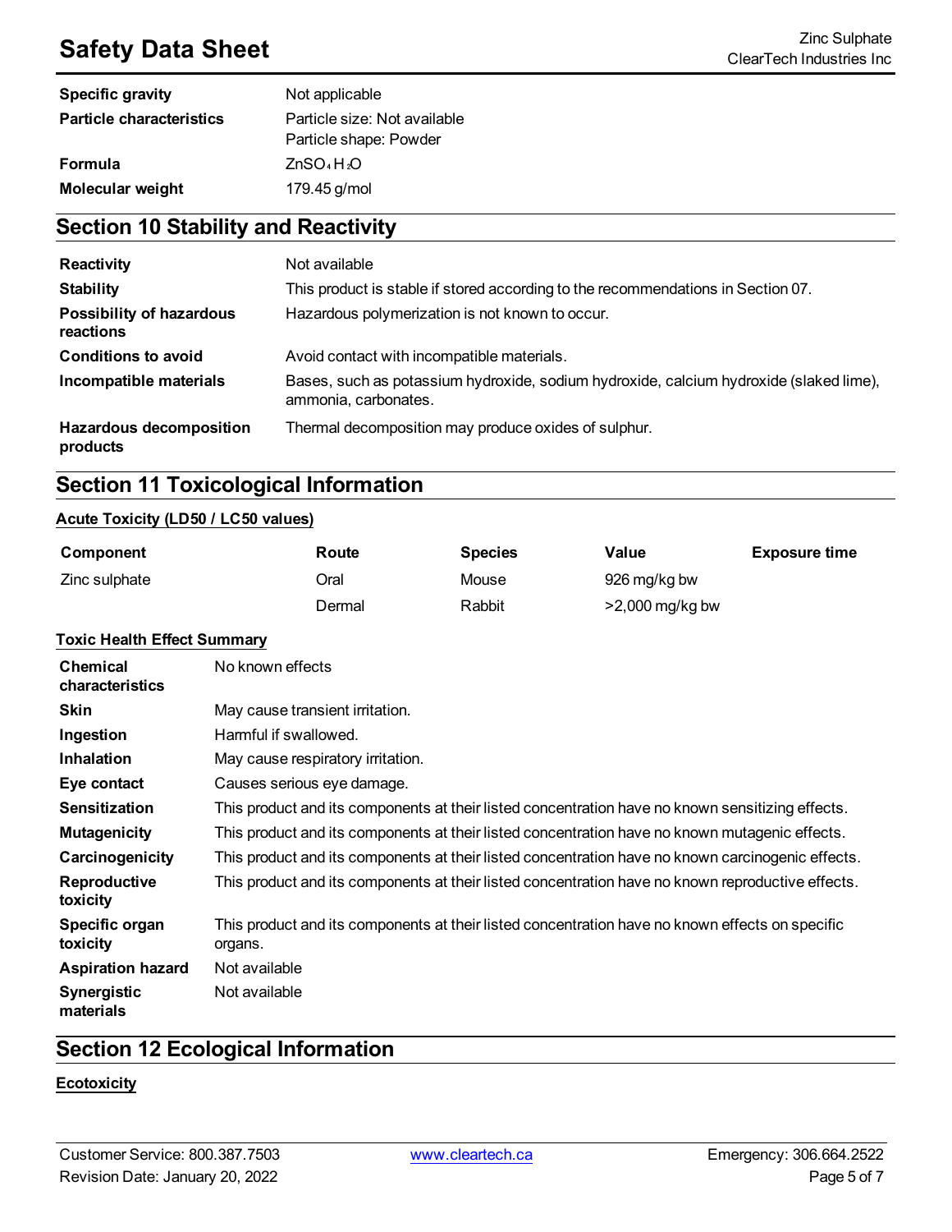| | |
|---|---|
| **Specific gravity** | Not applicable |
| **Particle characteristics** | Particle size: Not available<br>Particle shape: Powder |
| **Formula** | $ZnSO_4 H_2O$ |
| **Molecular weight** | 179.45 g/mol |

## Section 10 Stability and Reactivity

| | |
|---|---|
| **Reactivity** | Not available |
| **Stability** | This product is stable if stored according to the recommendations in Section 07. |
| **Possibility of hazardous reactions** | Hazardous polymerization is not known to occur. |
| **Conditions to avoid** | Avoid contact with incompatible materials. |
| **Incompatible materials** | Bases, such as potassium hydroxide, sodium hydroxide, calcium hydroxide (slaked lime), ammonia, carbonates. |
| **Hazardous decomposition products** | Thermal decomposition may produce oxides of sulphur. |

## Section 11 Toxicological Information

**Acute Toxicity (LD50 / LC50 values)**

| Component | Route | Species | Value | Exposure time |
|---|---|---|---|---|
| Zinc sulphate | Oral | Mouse | 926 mg/kg bw | |
| | Dermal | Rabbit | >2,000 mg/kg bw | |

**Toxic Health Effect Summary**

| | |
|---|---|
| **Chemical characteristics** | No known effects |
| **Skin** | May cause transient irritation. |
| **Ingestion** | Harmful if swallowed. |
| **Inhalation** | May cause respiratory irritation. |
| **Eye contact** | Causes serious eye damage. |
| **Sensitization** | This product and its components at their listed concentration have no known sensitizing effects. |
| **Mutagenicity** | This product and its components at their listed concentration have no known mutagenic effects. |
| **Carcinogenicity** | This product and its components at their listed concentration have no known carcinogenic effects. |
| **Reproductive toxicity** | This product and its components at their listed concentration have no known reproductive effects. |
| **Specific organ toxicity** | This product and its components at their listed concentration have no known effects on specific organs. |
| **Aspiration hazard** | Not available |
| **Synergistic materials** | Not available |

## Section 12 Ecological Information

**Ecotoxicity**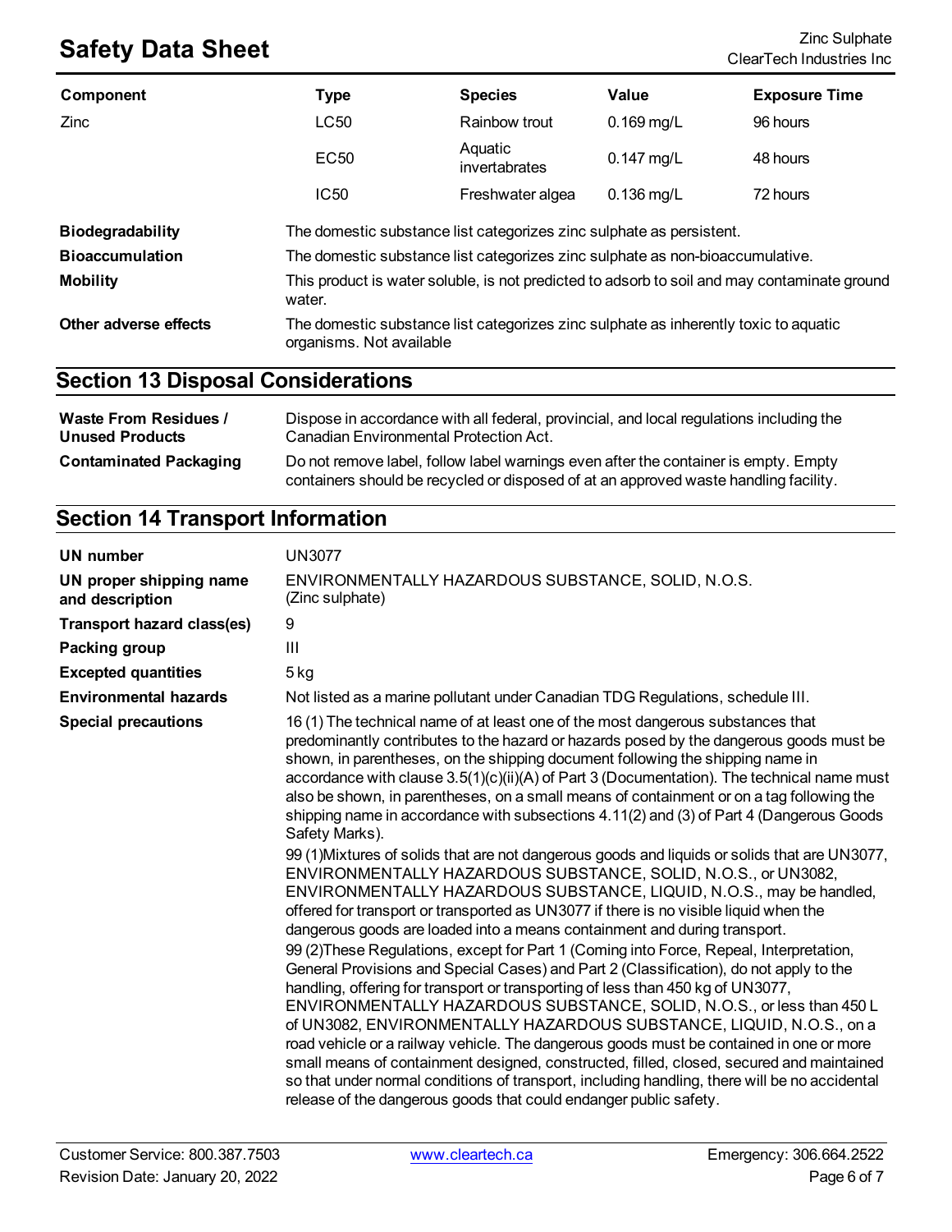| Component | Type | Species | Value | Exposure Time |
| --- | --- | --- | --- | --- |
| Zinc | LC50 | Rainbow trout | 0.169 mg/L | 96 hours |
| | EC50 | Aquatic invertabrates | 0.147 mg/L | 48 hours |
| | IC50 | Freshwater algea | 0.136 mg/L | 72 hours |

**Biodegradability** The domestic substance list categorizes zinc sulphate as persistent.

**Bioaccumulation** The domestic substance list categorizes zinc sulphate as non-bioaccumulative.

**Mobility** This product is water soluble, is not predicted to adsorb to soil and may contaminate ground water.

**Other adverse effects** The domestic substance list categorizes zinc sulphate as inherently toxic to aquatic organisms. Not available

## Section 13 Disposal Considerations

**Waste From Residues / Unused Products** Dispose in accordance with all federal, provincial, and local regulations including the Canadian Environmental Protection Act.

**Contaminated Packaging** Do not remove label, follow label warnings even after the container is empty. Empty containers should be recycled or disposed of at an approved waste handling facility.

## Section 14 Transport Information

**UN number** UN3077

**UN proper shipping name and description** ENVIRONMENTALLY HAZARDOUS SUBSTANCE, SOLID, N.O.S. (Zinc sulphate)

**Transport hazard class(es)** 9

**Packing group** III

**Excepted quantities** 5 kg

**Environmental hazards** Not listed as a marine pollutant under Canadian TDG Regulations, schedule III.

**Special precautions** 16 (1) The technical name of at least one of the most dangerous substances that predominantly contributes to the hazard or hazards posed by the dangerous goods must be shown, in parentheses, on the shipping document following the shipping name in accordance with clause 3.5(1)(c)(ii)(A) of Part 3 (Documentation). The technical name must also be shown, in parentheses, on a small means of containment or on a tag following the shipping name in accordance with subsections 4.11(2) and (3) of Part 4 (Dangerous Goods Safety Marks).

99 (1)Mixtures of solids that are not dangerous goods and liquids or solids that are UN3077, ENVIRONMENTALLY HAZARDOUS SUBSTANCE, SOLID, N.O.S., or UN3082, ENVIRONMENTALLY HAZARDOUS SUBSTANCE, LIQUID, N.O.S., may be handled, offered for transport or transported as UN3077 if there is no visible liquid when the dangerous goods are loaded into a means containment and during transport.

99 (2)These Regulations, except for Part 1 (Coming into Force, Repeal, Interpretation, General Provisions and Special Cases) and Part 2 (Classification), do not apply to the handling, offering for transport or transporting of less than 450 kg of UN3077, ENVIRONMENTALLY HAZARDOUS SUBSTANCE, SOLID, N.O.S., or less than 450 L of UN3082, ENVIRONMENTALLY HAZARDOUS SUBSTANCE, LIQUID, N.O.S., on a road vehicle or a railway vehicle. The dangerous goods must be contained in one or more small means of containment designed, constructed, filled, closed, secured and maintained so that under normal conditions of transport, including handling, there will be no accidental release of the dangerous goods that could endanger public safety.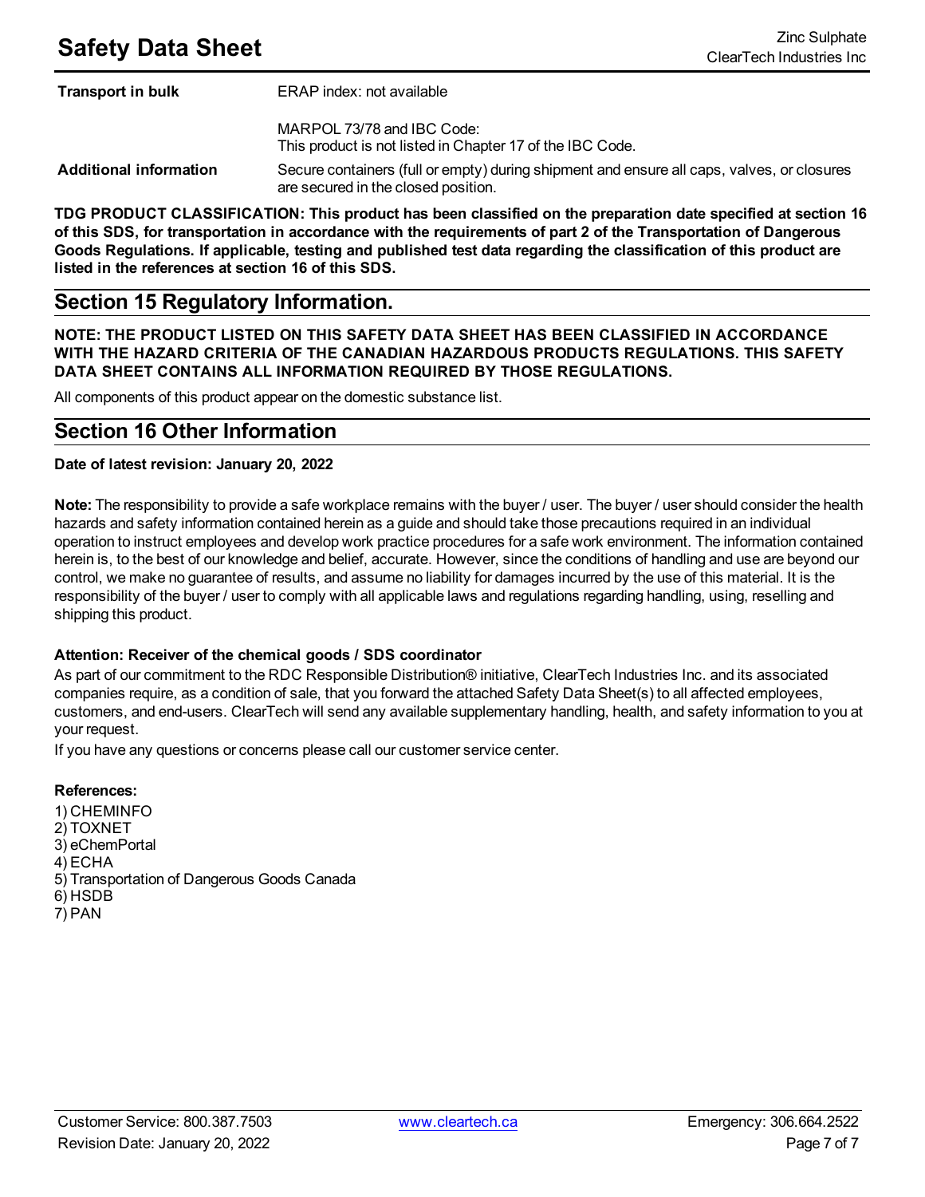| | |
|---|---|
| **Transport in bulk** | ERAP index: not available<br><br>MARPOL 73/78 and IBC Code:<br>This product is not listed in Chapter 17 of the IBC Code. |
| **Additional information** | Secure containers (full or empty) during shipment and ensure all caps, valves, or closures are secured in the closed position. |

**TDG PRODUCT CLASSIFICATION: This product has been classified on the preparation date specified at section 16 of this SDS, for transportation in accordance with the requirements of part 2 of the Transportation of Dangerous Goods Regulations. If applicable, testing and published test data regarding the classification of this product are listed in the references at section 16 of this SDS.**

## Section 15 Regulatory Information.

**NOTE: THE PRODUCT LISTED ON THIS SAFETY DATA SHEET HAS BEEN CLASSIFIED IN ACCORDANCE WITH THE HAZARD CRITERIA OF THE CANADIAN HAZARDOUS PRODUCTS REGULATIONS. THIS SAFETY DATA SHEET CONTAINS ALL INFORMATION REQUIRED BY THOSE REGULATIONS.**

All components of this product appear on the domestic substance list.

## Section 16 Other Information

**Date of latest revision: January 20, 2022**

**Note:** The responsibility to provide a safe workplace remains with the buyer / user. The buyer / user should consider the health hazards and safety information contained herein as a guide and should take those precautions required in an individual operation to instruct employees and develop work practice procedures for a safe work environment. The information contained herein is, to the best of our knowledge and belief, accurate. However, since the conditions of handling and use are beyond our control, we make no guarantee of results, and assume no liability for damages incurred by the use of this material. It is the responsibility of the buyer / user to comply with all applicable laws and regulations regarding handling, using, reselling and shipping this product.

**Attention: Receiver of the chemical goods / SDS coordinator**

As part of our commitment to the RDC Responsible Distribution® initiative, ClearTech Industries Inc. and its associated companies require, as a condition of sale, that you forward the attached Safety Data Sheet(s) to all affected employees, customers, and end-users. ClearTech will send any available supplementary handling, health, and safety information to you at your request.

If you have any questions or concerns please call our customer service center.

**References:**

1) CHEMINFO
2) TOXNET
3) eChemPortal
4) ECHA
5) Transportation of Dangerous Goods Canada
6) HSDB
7) PAN